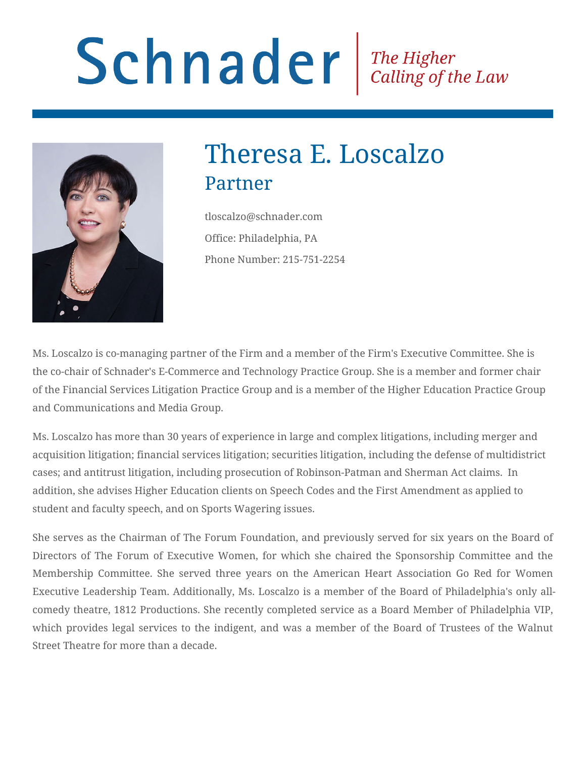Schnader | *The Higher Calling of the Law*

# Theresa E. Loscalzo

## Partner

tloscalzo@schnader.com

Office: Philadelphia, PA

Phone Number: 215-751-2254

Ms. Loscalzo is co-managing partner of the Firm and a member of the Firm's Executive Committee. She is the co-chair of Schnader's E-Commerce and Technology Practice Group. She is a member and former chair of the Financial Services Litigation Practice Group and is a member of the Higher Education Practice Group and Communications and Media Group.

Ms. Loscalzo has more than 30 years of experience in large and complex litigations, including merger and acquisition litigation; financial services litigation; securities litigation, including the defense of multidistrict cases; and antitrust litigation, including prosecution of Robinson-Patman and Sherman Act claims. In addition, she advises Higher Education clients on Speech Codes and the First Amendment as applied to student and faculty speech, and on Sports Wagering issues.

She serves as the Chairman of The Forum Foundation, and previously served for six years on the Board of Directors of The Forum of Executive Women, for which she chaired the Sponsorship Committee and the Membership Committee. She served three years on the American Heart Association Go Red for Women Executive Leadership Team. Additionally, Ms. Loscalzo is a member of the Board of Philadelphia's only all-comedy theatre, 1812 Productions. She recently completed service as a Board Member of Philadelphia VIP, which provides legal services to the indigent, and was a member of the Board of Trustees of the Walnut Street Theatre for more than a decade.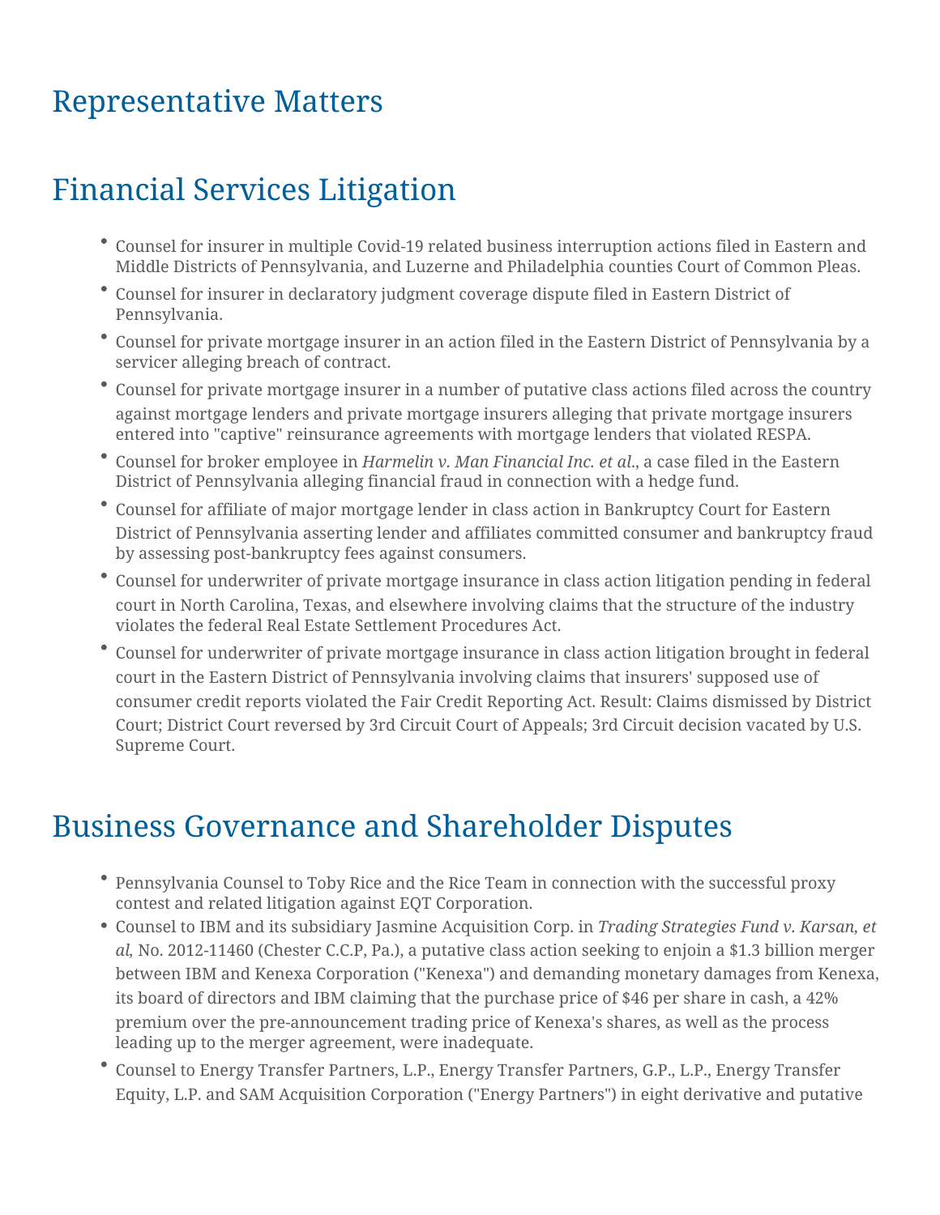# Representative Matters

## Financial Services Litigation

- Counsel for insurer in multiple Covid-19 related business interruption actions filed in Eastern and Middle Districts of Pennsylvania, and Luzerne and Philadelphia counties Court of Common Pleas.
- Counsel for insurer in declaratory judgment coverage dispute filed in Eastern District of Pennsylvania.
- Counsel for private mortgage insurer in an action filed in the Eastern District of Pennsylvania by a servicer alleging breach of contract.
- Counsel for private mortgage insurer in a number of putative class actions filed across the country against mortgage lenders and private mortgage insurers alleging that private mortgage insurers entered into "captive" reinsurance agreements with mortgage lenders that violated RESPA.
- Counsel for broker employee in *Harmelin v. Man Financial Inc. et al.*, a case filed in the Eastern District of Pennsylvania alleging financial fraud in connection with a hedge fund.
- Counsel for affiliate of major mortgage lender in class action in Bankruptcy Court for Eastern District of Pennsylvania asserting lender and affiliates committed consumer and bankruptcy fraud by assessing post-bankruptcy fees against consumers.
- Counsel for underwriter of private mortgage insurance in class action litigation pending in federal court in North Carolina, Texas, and elsewhere involving claims that the structure of the industry violates the federal Real Estate Settlement Procedures Act.
- Counsel for underwriter of private mortgage insurance in class action litigation brought in federal court in the Eastern District of Pennsylvania involving claims that insurers' supposed use of consumer credit reports violated the Fair Credit Reporting Act. Result: Claims dismissed by District Court; District Court reversed by 3rd Circuit Court of Appeals; 3rd Circuit decision vacated by U.S. Supreme Court.

## Business Governance and Shareholder Disputes

- Pennsylvania Counsel to Toby Rice and the Rice Team in connection with the successful proxy contest and related litigation against EQT Corporation.
- Counsel to IBM and its subsidiary Jasmine Acquisition Corp. in *Trading Strategies Fund v. Karsan, et al*, No. 2012-11460 (Chester C.C.P, Pa.), a putative class action seeking to enjoin a $1.3 billion merger between IBM and Kenexa Corporation ("Kenexa") and demanding monetary damages from Kenexa, its board of directors and IBM claiming that the purchase price of $46 per share in cash, a 42% premium over the pre-announcement trading price of Kenexa's shares, as well as the process leading up to the merger agreement, were inadequate.
- Counsel to Energy Transfer Partners, L.P., Energy Transfer Partners, G.P., L.P., Energy Transfer Equity, L.P. and SAM Acquisition Corporation ("Energy Partners") in eight derivative and putative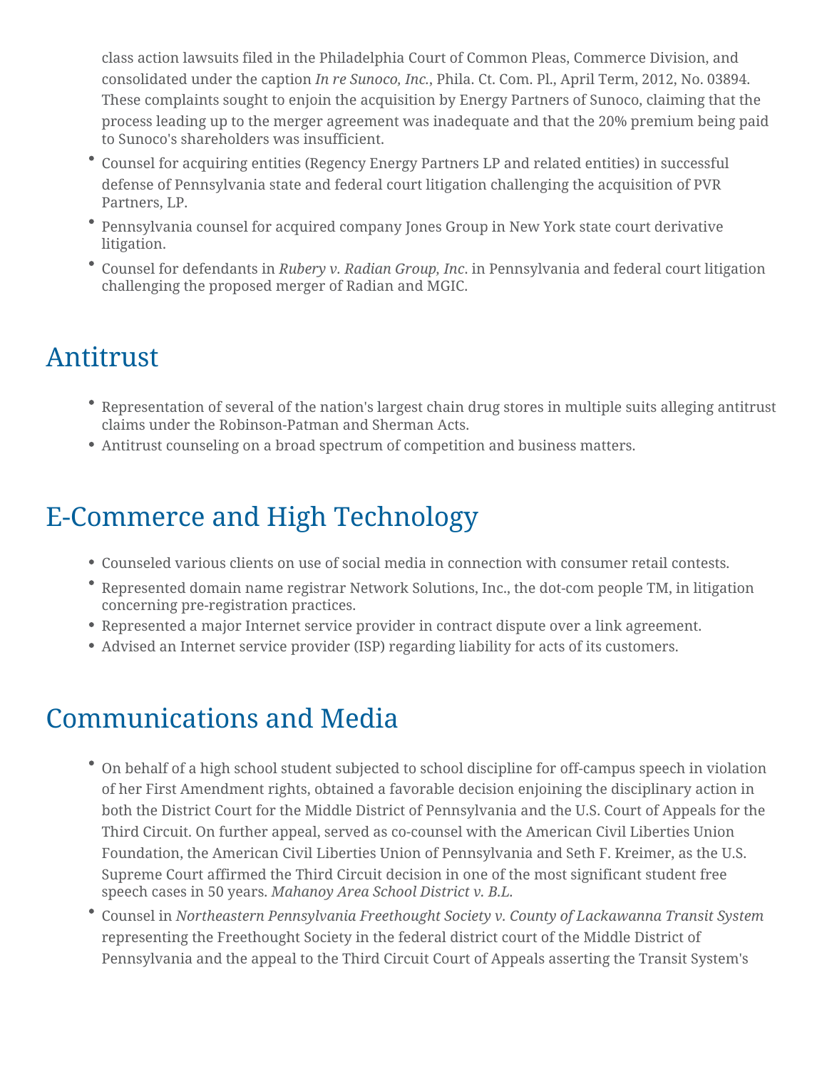class action lawsuits filed in the Philadelphia Court of Common Pleas, Commerce Division, and consolidated under the caption *In re Sunoco, Inc.*, Phila. Ct. Com. Pl., April Term, 2012, No. 03894. These complaints sought to enjoin the acquisition by Energy Partners of Sunoco, claiming that the process leading up to the merger agreement was inadequate and that the 20% premium being paid to Sunoco's shareholders was insufficient.

- Counsel for acquiring entities (Regency Energy Partners LP and related entities) in successful defense of Pennsylvania state and federal court litigation challenging the acquisition of PVR Partners, LP.
- Pennsylvania counsel for acquired company Jones Group in New York state court derivative litigation.
- Counsel for defendants in *Rubery v. Radian Group, Inc*. in Pennsylvania and federal court litigation challenging the proposed merger of Radian and MGIC.

# Antitrust

- Representation of several of the nation's largest chain drug stores in multiple suits alleging antitrust claims under the Robinson-Patman and Sherman Acts.
- Antitrust counseling on a broad spectrum of competition and business matters.

# E-Commerce and High Technology

- Counseled various clients on use of social media in connection with consumer retail contests.
- Represented domain name registrar Network Solutions, Inc., the dot-com people TM, in litigation concerning pre-registration practices.
- Represented a major Internet service provider in contract dispute over a link agreement.
- Advised an Internet service provider (ISP) regarding liability for acts of its customers.

# Communications and Media

- On behalf of a high school student subjected to school discipline for off-campus speech in violation of her First Amendment rights, obtained a favorable decision enjoining the disciplinary action in both the District Court for the Middle District of Pennsylvania and the U.S. Court of Appeals for the Third Circuit. On further appeal, served as co-counsel with the American Civil Liberties Union Foundation, the American Civil Liberties Union of Pennsylvania and Seth F. Kreimer, as the U.S. Supreme Court affirmed the Third Circuit decision in one of the most significant student free speech cases in 50 years. *Mahanoy Area School District v. B.L.*
- Counsel in *Northeastern Pennsylvania Freethought Society v. County of Lackawanna Transit System* representing the Freethought Society in the federal district court of the Middle District of Pennsylvania and the appeal to the Third Circuit Court of Appeals asserting the Transit System's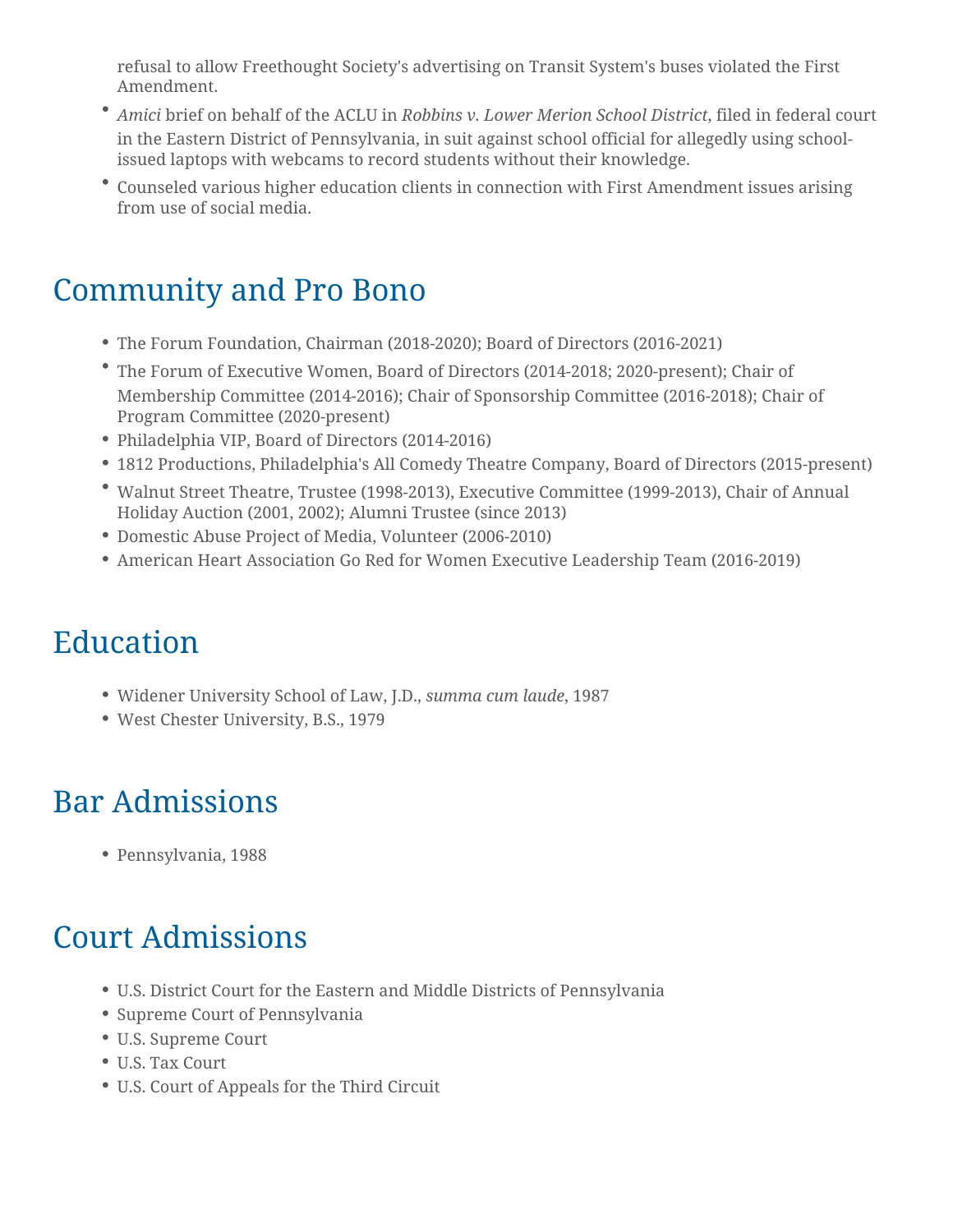refusal to allow Freethought Society's advertising on Transit System's buses violated the First Amendment.

- *Amici* brief on behalf of the ACLU in *Robbins v. Lower Merion School District*, filed in federal court in the Eastern District of Pennsylvania, in suit against school official for allegedly using school-issued laptops with webcams to record students without their knowledge.
- Counseled various higher education clients in connection with First Amendment issues arising from use of social media.

## Community and Pro Bono

- The Forum Foundation, Chairman (2018-2020); Board of Directors (2016-2021)
- The Forum of Executive Women, Board of Directors (2014-2018; 2020-present); Chair of Membership Committee (2014-2016); Chair of Sponsorship Committee (2016-2018); Chair of Program Committee (2020-present)
- Philadelphia VIP, Board of Directors (2014-2016)
- 1812 Productions, Philadelphia's All Comedy Theatre Company, Board of Directors (2015-present)
- Walnut Street Theatre, Trustee (1998-2013), Executive Committee (1999-2013), Chair of Annual Holiday Auction (2001, 2002); Alumni Trustee (since 2013)
- Domestic Abuse Project of Media, Volunteer (2006-2010)
- American Heart Association Go Red for Women Executive Leadership Team (2016-2019)

## Education

- Widener University School of Law, J.D., *summa cum laude*, 1987
- West Chester University, B.S., 1979

## Bar Admissions

- Pennsylvania, 1988

## Court Admissions

- U.S. District Court for the Eastern and Middle Districts of Pennsylvania
- Supreme Court of Pennsylvania
- U.S. Supreme Court
- U.S. Tax Court
- U.S. Court of Appeals for the Third Circuit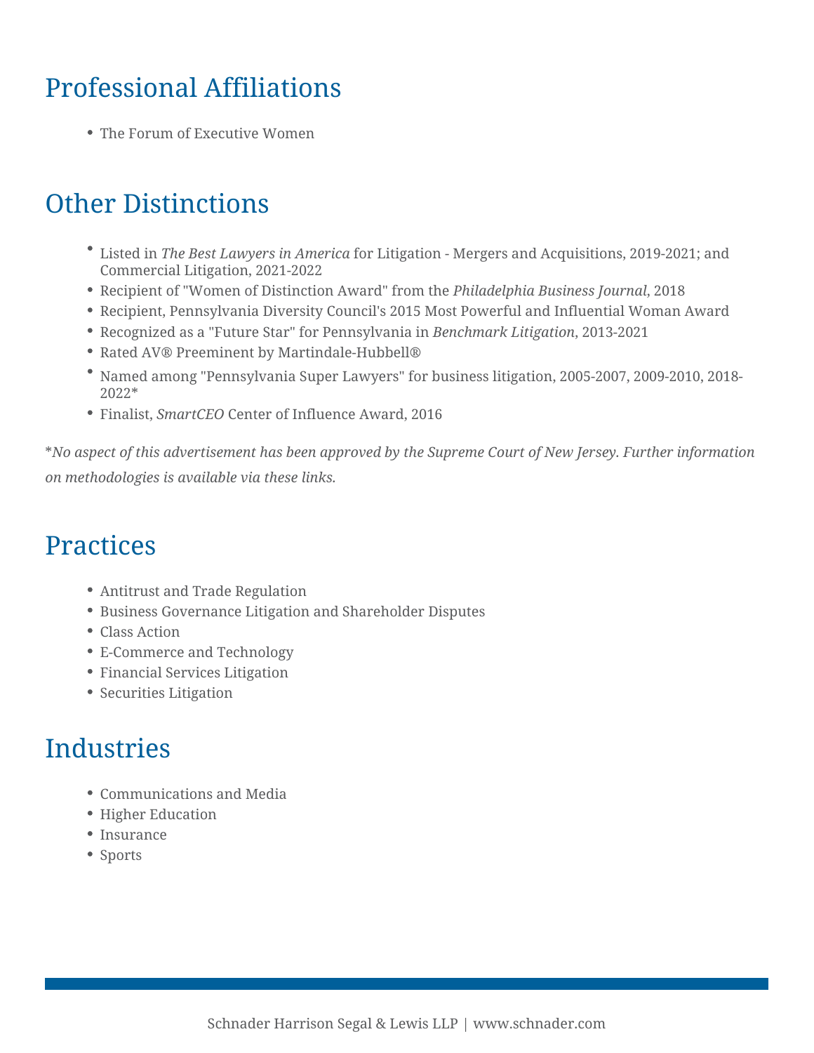## Professional Affiliations

- The Forum of Executive Women

## Other Distinctions

- Listed in *The Best Lawyers in America* for Litigation - Mergers and Acquisitions, 2019-2021; and Commercial Litigation, 2021-2022
- Recipient of "Women of Distinction Award" from the *Philadelphia Business Journal,* 2018
- Recipient, Pennsylvania Diversity Council's 2015 Most Powerful and Influential Woman Award
- Recognized as a "Future Star" for Pennsylvania in *Benchmark Litigation*, 2013-2021
- Rated AV® Preeminent by Martindale-Hubbell®
- Named among "Pennsylvania Super Lawyers" for business litigation, 2005-2007, 2009-2010, 2018-2022*
- Finalist, *SmartCEO* Center of Influence Award, 2016

*\*No aspect of this advertisement has been approved by the Supreme Court of New Jersey. Further information on methodologies is available via these links.*

## Practices

- Antitrust and Trade Regulation
- Business Governance Litigation and Shareholder Disputes
- Class Action
- E-Commerce and Technology
- Financial Services Litigation
- Securities Litigation

## Industries

- Communications and Media
- Higher Education
- Insurance
- Sports